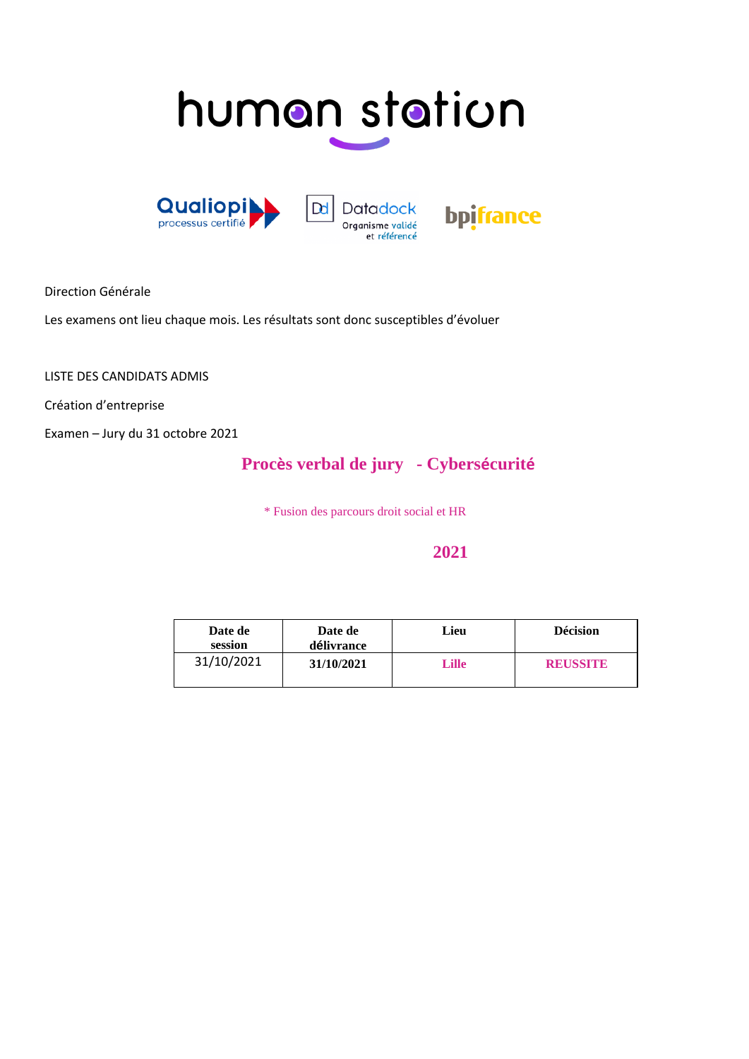human station

Qualiopi processus certifié

Datadock Organisme validé et référencé

bpifrance

Direction Générale

Les examens ont lieu chaque mois. Les résultats sont donc susceptibles d'évoluer

LISTE DES CANDIDATS ADMIS

Création d'entreprise

Examen – Jury du 31 octobre 2021

## Procès verbal de jury - Cybersécurité

\* Fusion des parcours droit social et HR

**2021**

| Date de session | Date de délivrance | Lieu | Décision |
|---|---|---|---|
| 31/10/2021 | **31/10/2021** | **Lille** | **REUSSITE** |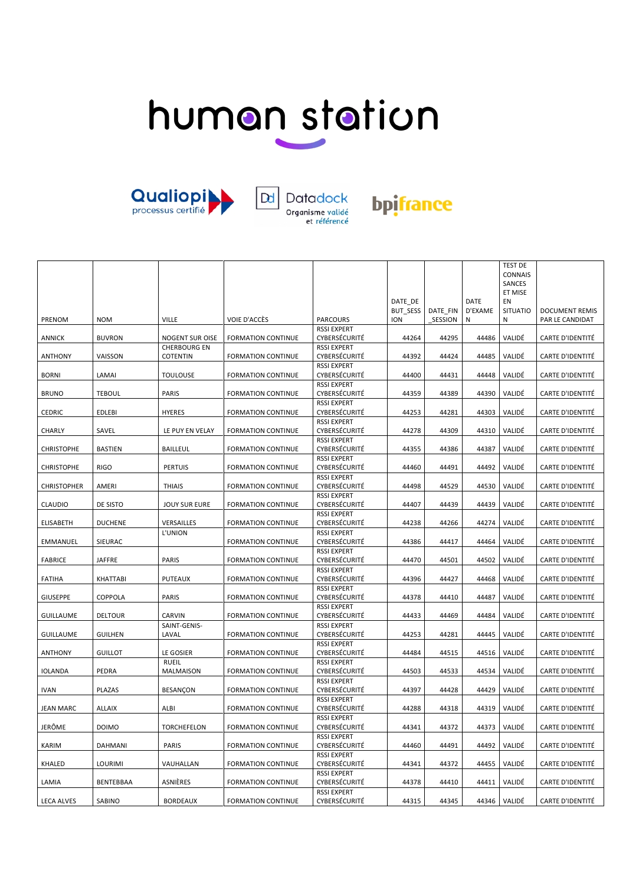# human station

Qualiopi processus certifié — Datadock Organisme validé et référencé — bpifrance

| PRENOM | NOM | VILLE | VOIE D'ACCÈS | PARCOURS | DATE_DEBUT_SESSION | DATE_FIN_SESSION | DATE D'EXAMEN | TEST DE CONNAISSANCES ET MISE EN SITUATION | DOCUMENT REMIS PAR LE CANDIDAT |
|---|---|---|---|---|---|---|---|---|---|
| ANNICK | BUVRON | NOGENT SUR OISE | FORMATION CONTINUE | RSSI EXPERT CYBERSÉCURITÉ | 44264 | 44295 | 44486 | VALIDÉ | CARTE D'IDENTITÉ |
| ANTHONY | VAISSON | CHERBOURG EN COTENTIN | FORMATION CONTINUE | RSSI EXPERT CYBERSÉCURITÉ | 44392 | 44424 | 44485 | VALIDÉ | CARTE D'IDENTITÉ |
| BORNI | LAMAI | TOULOUSE | FORMATION CONTINUE | RSSI EXPERT CYBERSÉCURITÉ | 44400 | 44431 | 44448 | VALIDÉ | CARTE D'IDENTITÉ |
| BRUNO | TEBOUL | PARIS | FORMATION CONTINUE | RSSI EXPERT CYBERSÉCURITÉ | 44359 | 44389 | 44390 | VALIDÉ | CARTE D'IDENTITÉ |
| CEDRIC | EDLEBI | HYERES | FORMATION CONTINUE | RSSI EXPERT CYBERSÉCURITÉ | 44253 | 44281 | 44303 | VALIDÉ | CARTE D'IDENTITÉ |
| CHARLY | SAVEL | LE PUY EN VELAY | FORMATION CONTINUE | RSSI EXPERT CYBERSÉCURITÉ | 44278 | 44309 | 44310 | VALIDÉ | CARTE D'IDENTITÉ |
| CHRISTOPHE | BASTIEN | BAILLEUL | FORMATION CONTINUE | RSSI EXPERT CYBERSÉCURITÉ | 44355 | 44386 | 44387 | VALIDÉ | CARTE D'IDENTITÉ |
| CHRISTOPHE | RIGO | PERTUIS | FORMATION CONTINUE | RSSI EXPERT CYBERSÉCURITÉ | 44460 | 44491 | 44492 | VALIDÉ | CARTE D'IDENTITÉ |
| CHRISTOPHER | AMERI | THIAIS | FORMATION CONTINUE | RSSI EXPERT CYBERSÉCURITÉ | 44498 | 44529 | 44530 | VALIDÉ | CARTE D'IDENTITÉ |
| CLAUDIO | DE SISTO | JOUY SUR EURE | FORMATION CONTINUE | RSSI EXPERT CYBERSÉCURITÉ | 44407 | 44439 | 44439 | VALIDÉ | CARTE D'IDENTITÉ |
| ELISABETH | DUCHENE | VERSAILLES | FORMATION CONTINUE | RSSI EXPERT CYBERSÉCURITÉ | 44238 | 44266 | 44274 | VALIDÉ | CARTE D'IDENTITÉ |
| EMMANUEL | SIEURAC | L'UNION | FORMATION CONTINUE | RSSI EXPERT CYBERSÉCURITÉ | 44386 | 44417 | 44464 | VALIDÉ | CARTE D'IDENTITÉ |
| FABRICE | JAFFRE | PARIS | FORMATION CONTINUE | RSSI EXPERT CYBERSÉCURITÉ | 44470 | 44501 | 44502 | VALIDÉ | CARTE D'IDENTITÉ |
| FATIHA | KHATTABI | PUTEAUX | FORMATION CONTINUE | RSSI EXPERT CYBERSÉCURITÉ | 44396 | 44427 | 44468 | VALIDÉ | CARTE D'IDENTITÉ |
| GIUSEPPE | COPPOLA | PARIS | FORMATION CONTINUE | RSSI EXPERT CYBERSÉCURITÉ | 44378 | 44410 | 44487 | VALIDÉ | CARTE D'IDENTITÉ |
| GUILLAUME | DELTOUR | CARVIN | FORMATION CONTINUE | RSSI EXPERT CYBERSÉCURITÉ | 44433 | 44469 | 44484 | VALIDÉ | CARTE D'IDENTITÉ |
| GUILLAUME | GUILHEN | SAINT-GENIS-LAVAL | FORMATION CONTINUE | RSSI EXPERT CYBERSÉCURITÉ | 44253 | 44281 | 44445 | VALIDÉ | CARTE D'IDENTITÉ |
| ANTHONY | GUILLOT | LE GOSIER | FORMATION CONTINUE | RSSI EXPERT CYBERSÉCURITÉ | 44484 | 44515 | 44516 | VALIDÉ | CARTE D'IDENTITÉ |
| IOLANDA | PEDRA | RUEIL MALMAISON | FORMATION CONTINUE | RSSI EXPERT CYBERSÉCURITÉ | 44503 | 44533 | 44534 | VALIDÉ | CARTE D'IDENTITÉ |
| IVAN | PLAZAS | BESANÇON | FORMATION CONTINUE | RSSI EXPERT CYBERSÉCURITÉ | 44397 | 44428 | 44429 | VALIDÉ | CARTE D'IDENTITÉ |
| JEAN MARC | ALLAIX | ALBI | FORMATION CONTINUE | RSSI EXPERT CYBERSÉCURITÉ | 44288 | 44318 | 44319 | VALIDÉ | CARTE D'IDENTITÉ |
| JERÔME | DOIMO | TORCHEFELON | FORMATION CONTINUE | RSSI EXPERT CYBERSÉCURITÉ | 44341 | 44372 | 44373 | VALIDÉ | CARTE D'IDENTITÉ |
| KARIM | DAHMANI | PARIS | FORMATION CONTINUE | RSSI EXPERT CYBERSÉCURITÉ | 44460 | 44491 | 44492 | VALIDÉ | CARTE D'IDENTITÉ |
| KHALED | LOURIMI | VAUHALLAN | FORMATION CONTINUE | RSSI EXPERT CYBERSÉCURITÉ | 44341 | 44372 | 44455 | VALIDÉ | CARTE D'IDENTITÉ |
| LAMIA | BENTEBBAA | ASNIÈRES | FORMATION CONTINUE | RSSI EXPERT CYBERSÉCURITÉ | 44378 | 44410 | 44411 | VALIDÉ | CARTE D'IDENTITÉ |
| LECA ALVES | SABINO | BORDEAUX | FORMATION CONTINUE | RSSI EXPERT CYBERSÉCURITÉ | 44315 | 44345 | 44346 | VALIDÉ | CARTE D'IDENTITÉ |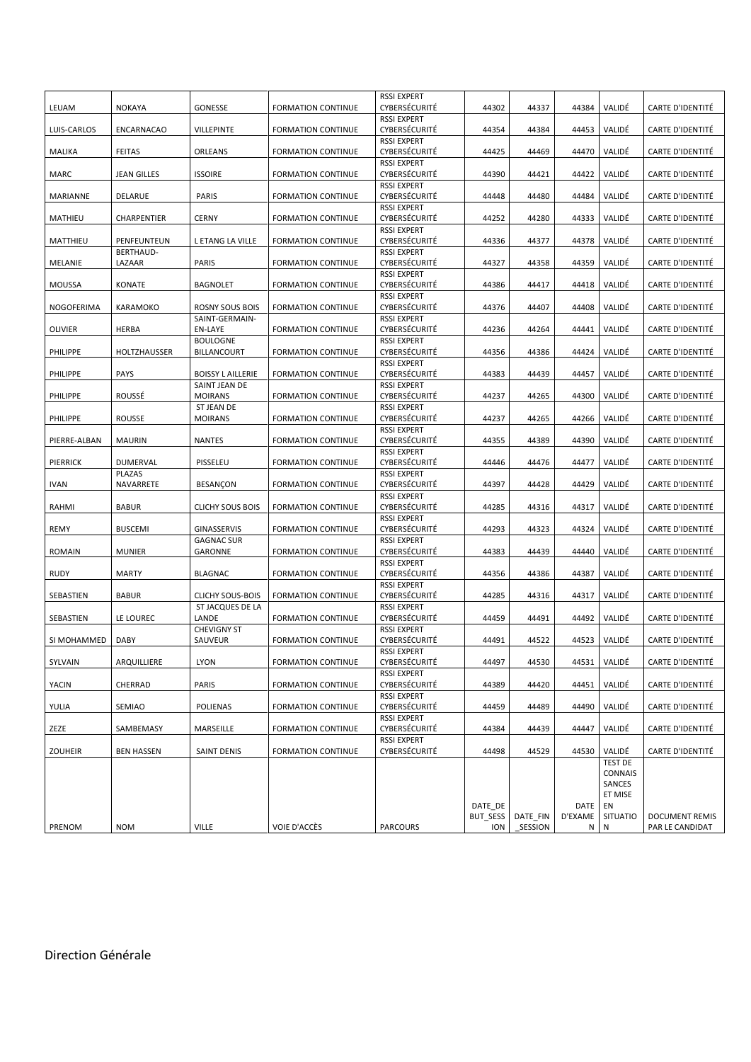| LEUAM | NOKAYA | GONESSE | FORMATION CONTINUE | RSSI EXPERT CYBERSÉCURITÉ | 44302 | 44337 | 44384 | VALIDÉ | CARTE D'IDENTITÉ |
|---|---|---|---|---|---|---|---|---|---|
| LUIS-CARLOS | ENCARNACAO | VILLEPINTE | FORMATION CONTINUE | RSSI EXPERT CYBERSÉCURITÉ | 44354 | 44384 | 44453 | VALIDÉ | CARTE D'IDENTITÉ |
| MALIKA | FEITAS | ORLEANS | FORMATION CONTINUE | RSSI EXPERT CYBERSÉCURITÉ | 44425 | 44469 | 44470 | VALIDÉ | CARTE D'IDENTITÉ |
| MARC | JEAN GILLES | ISSOIRE | FORMATION CONTINUE | RSSI EXPERT CYBERSÉCURITÉ | 44390 | 44421 | 44422 | VALIDÉ | CARTE D'IDENTITÉ |
| MARIANNE | DELARUE | PARIS | FORMATION CONTINUE | RSSI EXPERT CYBERSÉCURITÉ | 44448 | 44480 | 44484 | VALIDÉ | CARTE D'IDENTITÉ |
| MATHIEU | CHARPENTIER | CERNY | FORMATION CONTINUE | RSSI EXPERT CYBERSÉCURITÉ | 44252 | 44280 | 44333 | VALIDÉ | CARTE D'IDENTITÉ |
| MATTHIEU | PENFEUNTEUN | L ETANG LA VILLE | FORMATION CONTINUE | RSSI EXPERT CYBERSÉCURITÉ | 44336 | 44377 | 44378 | VALIDÉ | CARTE D'IDENTITÉ |
| MELANIE | BERTHAUD-LAZAAR | PARIS | FORMATION CONTINUE | RSSI EXPERT CYBERSÉCURITÉ | 44327 | 44358 | 44359 | VALIDÉ | CARTE D'IDENTITÉ |
| MOUSSA | KONATE | BAGNOLET | FORMATION CONTINUE | RSSI EXPERT CYBERSÉCURITÉ | 44386 | 44417 | 44418 | VALIDÉ | CARTE D'IDENTITÉ |
| NOGOFERIMA | KARAMOKO | ROSNY SOUS BOIS | FORMATION CONTINUE | RSSI EXPERT CYBERSÉCURITÉ | 44376 | 44407 | 44408 | VALIDÉ | CARTE D'IDENTITÉ |
| OLIVIER | HERBA | SAINT-GERMAIN-EN-LAYE | FORMATION CONTINUE | RSSI EXPERT CYBERSÉCURITÉ | 44236 | 44264 | 44441 | VALIDÉ | CARTE D'IDENTITÉ |
| PHILIPPE | HOLTZHAUSSER | BOULOGNE BILLANCOURT | FORMATION CONTINUE | RSSI EXPERT CYBERSÉCURITÉ | 44356 | 44386 | 44424 | VALIDÉ | CARTE D'IDENTITÉ |
| PHILIPPE | PAYS | BOISSY L AILLERIE | FORMATION CONTINUE | RSSI EXPERT CYBERSÉCURITÉ | 44383 | 44439 | 44457 | VALIDÉ | CARTE D'IDENTITÉ |
| PHILIPPE | ROUSSÉ | SAINT JEAN DE MOIRANS | FORMATION CONTINUE | RSSI EXPERT CYBERSÉCURITÉ | 44237 | 44265 | 44300 | VALIDÉ | CARTE D'IDENTITÉ |
| PHILIPPE | ROUSSE | ST JEAN DE MOIRANS | FORMATION CONTINUE | RSSI EXPERT CYBERSÉCURITÉ | 44237 | 44265 | 44266 | VALIDÉ | CARTE D'IDENTITÉ |
| PIERRE-ALBAN | MAURIN | NANTES | FORMATION CONTINUE | RSSI EXPERT CYBERSÉCURITÉ | 44355 | 44389 | 44390 | VALIDÉ | CARTE D'IDENTITÉ |
| PIERRICK | DUMERVAL | PISSELEU | FORMATION CONTINUE | RSSI EXPERT CYBERSÉCURITÉ | 44446 | 44476 | 44477 | VALIDÉ | CARTE D'IDENTITÉ |
| IVAN | PLAZAS NAVARRETE | BESANÇON | FORMATION CONTINUE | RSSI EXPERT CYBERSÉCURITÉ | 44397 | 44428 | 44429 | VALIDÉ | CARTE D'IDENTITÉ |
| RAHMI | BABUR | CLICHY SOUS BOIS | FORMATION CONTINUE | RSSI EXPERT CYBERSÉCURITÉ | 44285 | 44316 | 44317 | VALIDÉ | CARTE D'IDENTITÉ |
| REMY | BUSCEMI | GINASSERVIS | FORMATION CONTINUE | RSSI EXPERT CYBERSÉCURITÉ | 44293 | 44323 | 44324 | VALIDÉ | CARTE D'IDENTITÉ |
| ROMAIN | MUNIER | GAGNAC SUR GARONNE | FORMATION CONTINUE | RSSI EXPERT CYBERSÉCURITÉ | 44383 | 44439 | 44440 | VALIDÉ | CARTE D'IDENTITÉ |
| RUDY | MARTY | BLAGNAC | FORMATION CONTINUE | RSSI EXPERT CYBERSÉCURITÉ | 44356 | 44386 | 44387 | VALIDÉ | CARTE D'IDENTITÉ |
| SEBASTIEN | BABUR | CLICHY SOUS-BOIS | FORMATION CONTINUE | RSSI EXPERT CYBERSÉCURITÉ | 44285 | 44316 | 44317 | VALIDÉ | CARTE D'IDENTITÉ |
| SEBASTIEN | LE LOUREC | ST JACQUES DE LA LANDE | FORMATION CONTINUE | RSSI EXPERT CYBERSÉCURITÉ | 44459 | 44491 | 44492 | VALIDÉ | CARTE D'IDENTITÉ |
| SI MOHAMMED | DABY | CHEVIGNY ST SAUVEUR | FORMATION CONTINUE | RSSI EXPERT CYBERSÉCURITÉ | 44491 | 44522 | 44523 | VALIDÉ | CARTE D'IDENTITÉ |
| SYLVAIN | ARQUILLIERE | LYON | FORMATION CONTINUE | RSSI EXPERT CYBERSÉCURITÉ | 44497 | 44530 | 44531 | VALIDÉ | CARTE D'IDENTITÉ |
| YACIN | CHERRAD | PARIS | FORMATION CONTINUE | RSSI EXPERT CYBERSÉCURITÉ | 44389 | 44420 | 44451 | VALIDÉ | CARTE D'IDENTITÉ |
| YULIA | SEMIAO | POLIENAS | FORMATION CONTINUE | RSSI EXPERT CYBERSÉCURITÉ | 44459 | 44489 | 44490 | VALIDÉ | CARTE D'IDENTITÉ |
| ZEZE | SAMBEMASY | MARSEILLE | FORMATION CONTINUE | RSSI EXPERT CYBERSÉCURITÉ | 44384 | 44439 | 44447 | VALIDÉ | CARTE D'IDENTITÉ |
| ZOUHEIR | BEN HASSEN | SAINT DENIS | FORMATION CONTINUE | RSSI EXPERT CYBERSÉCURITÉ | 44498 | 44529 | 44530 | VALIDÉ | CARTE D'IDENTITÉ |
| PRENOM | NOM | VILLE | VOIE D'ACCÈS | PARCOURS | DATE_DEBUT_SESSION | DATE_FIN_SESSION | DATE D'EXAMEN | TEST DE CONNAISSANCES ET MISE EN SITUATION | DOCUMENT REMIS PAR LE CANDIDAT |

Direction Générale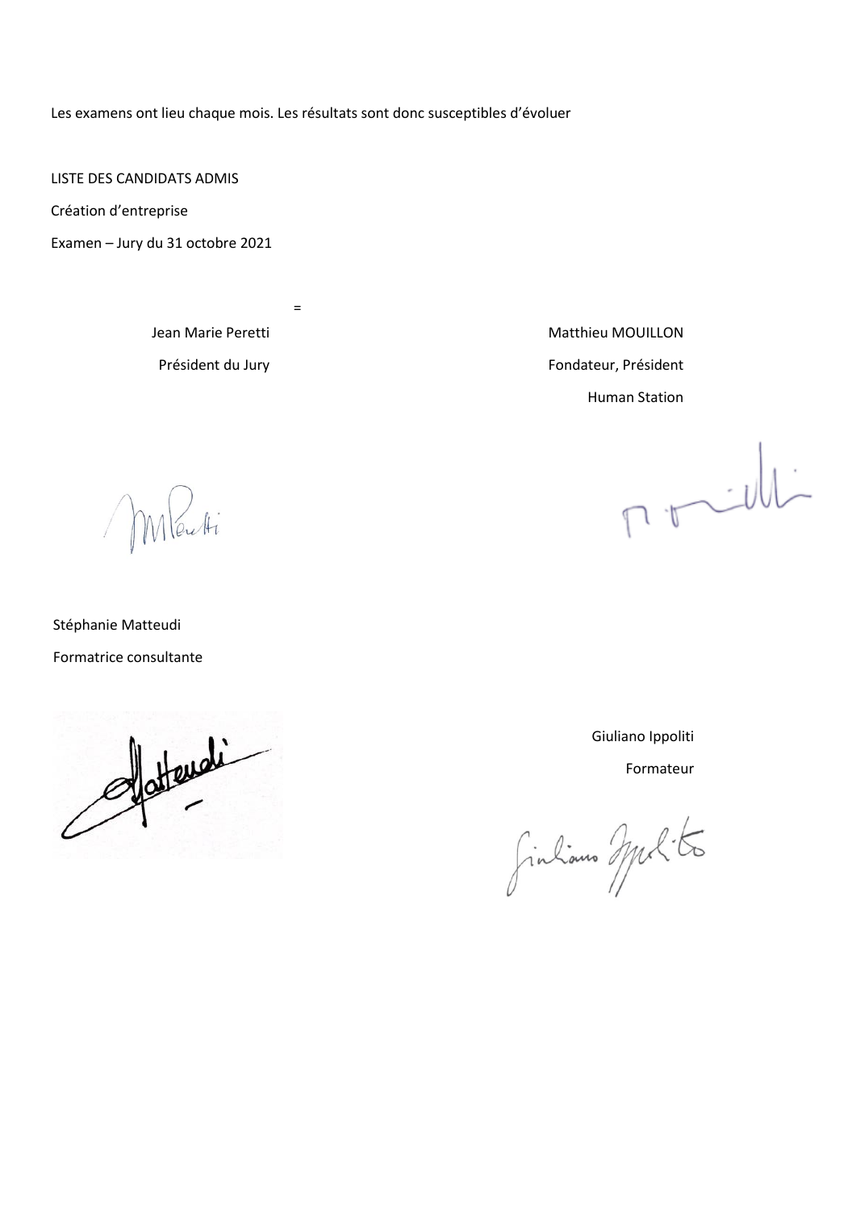Les examens ont lieu chaque mois. Les résultats sont donc susceptibles d'évoluer

LISTE DES CANDIDATS ADMIS

Création d'entreprise

Examen – Jury du 31 octobre 2021

=

Jean Marie Peretti

Président du Jury

Matthieu MOUILLON

Fondateur, Président

Human Station

Stéphanie Matteudi

Formatrice consultante

Giuliano Ippoliti

Formateur